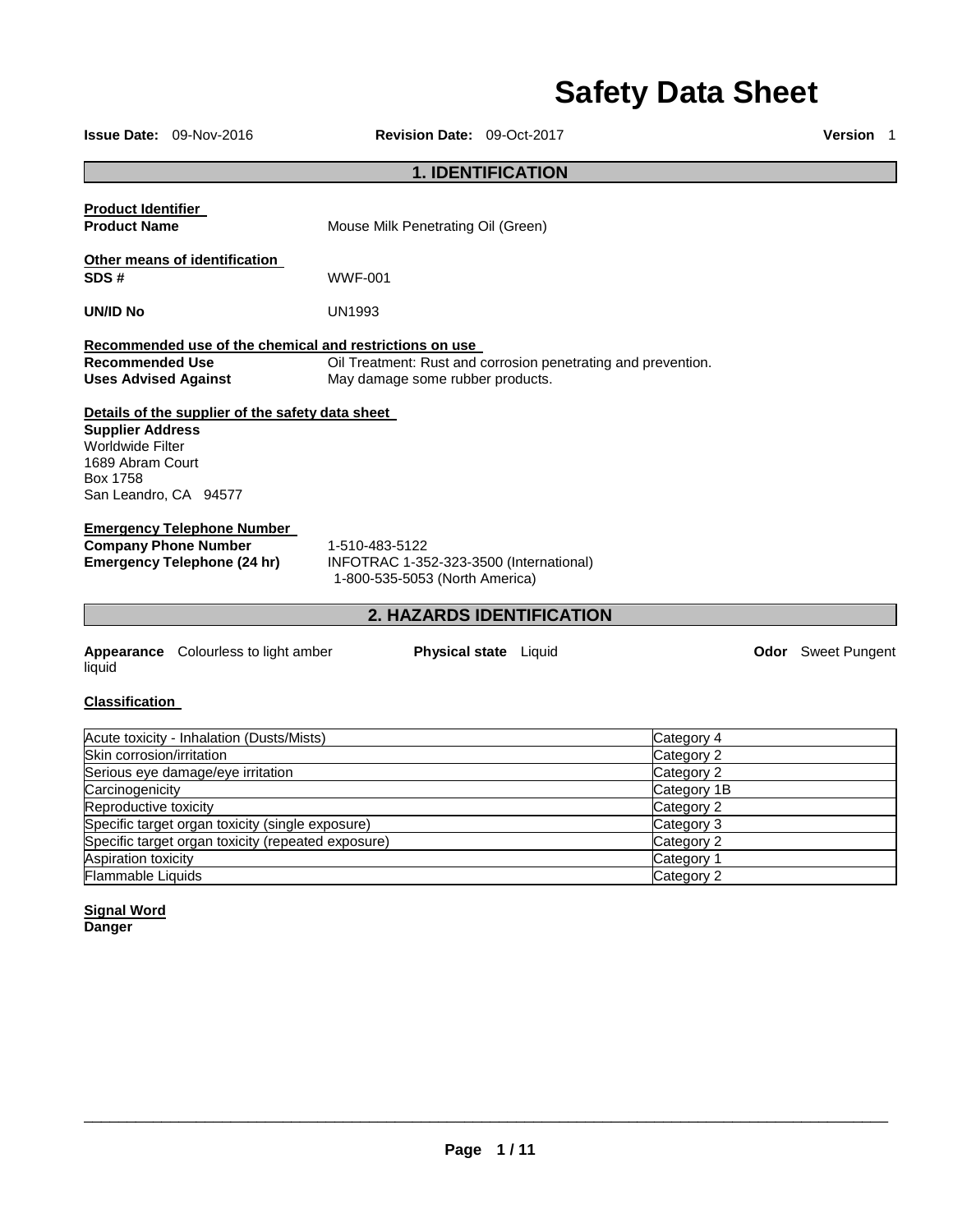# Safety Data Sheet

**Issue Date:** 09-Nov-2016 **Revision Date:** 09-Oct-2017 **Version** 1

## 1. IDENTIFICATION

**Product Identifier**

**Product Name** Mouse Milk Penetrating Oil (Green)

**Other means of identification**

**SDS #** WWF-001

**UN/ID No** UN1993

**Recommended use of the chemical and restrictions on use**

**Recommended Use** Oil Treatment: Rust and corrosion penetrating and prevention.

**Uses Advised Against** May damage some rubber products.

**Details of the supplier of the safety data sheet**

**Supplier Address**
Worldwide Filter
1689 Abram Court
Box 1758
San Leandro, CA 94577

**Emergency Telephone Number**

**Company Phone Number** 1-510-483-5122

**Emergency Telephone (24 hr)** INFOTRAC 1-352-323-3500 (International)
1-800-535-5053 (North America)

## 2. HAZARDS IDENTIFICATION

**Appearance** Colourless to light amber liquid **Physical state** Liquid **Odor** Sweet Pungent

**Classification**

| Hazard | Category |
|---|---|
| Acute toxicity - Inhalation (Dusts/Mists) | Category 4 |
| Skin corrosion/irritation | Category 2 |
| Serious eye damage/eye irritation | Category 2 |
| Carcinogenicity | Category 1B |
| Reproductive toxicity | Category 2 |
| Specific target organ toxicity (single exposure) | Category 3 |
| Specific target organ toxicity (repeated exposure) | Category 2 |
| Aspiration toxicity | Category 1 |
| Flammable Liquids | Category 2 |

**Signal Word**

**Danger**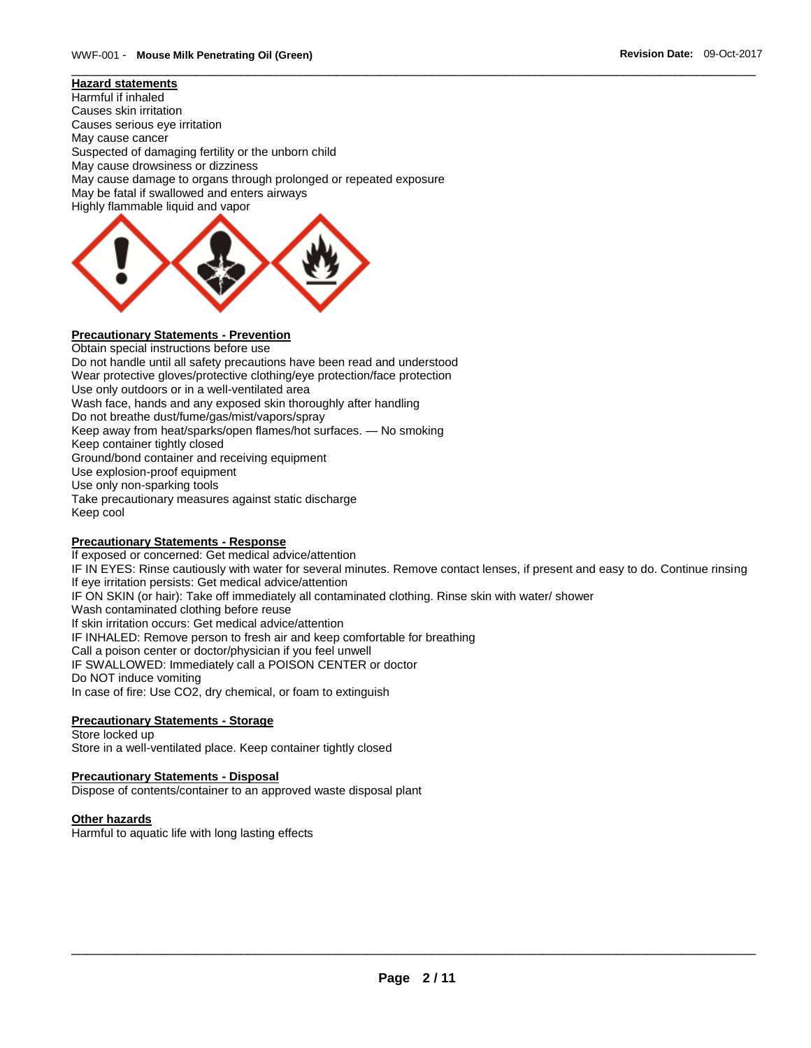### Hazard statements

Harmful if inhaled
Causes skin irritation
Causes serious eye irritation
May cause cancer
Suspected of damaging fertility or the unborn child
May cause drowsiness or dizziness
May cause damage to organs through prolonged or repeated exposure
May be fatal if swallowed and enters airways
Highly flammable liquid and vapor

### Precautionary Statements - Prevention

Obtain special instructions before use
Do not handle until all safety precautions have been read and understood
Wear protective gloves/protective clothing/eye protection/face protection
Use only outdoors or in a well-ventilated area
Wash face, hands and any exposed skin thoroughly after handling
Do not breathe dust/fume/gas/mist/vapors/spray
Keep away from heat/sparks/open flames/hot surfaces. — No smoking
Keep container tightly closed
Ground/bond container and receiving equipment
Use explosion-proof equipment
Use only non-sparking tools
Take precautionary measures against static discharge
Keep cool

### Precautionary Statements - Response

If exposed or concerned: Get medical advice/attention
IF IN EYES: Rinse cautiously with water for several minutes. Remove contact lenses, if present and easy to do. Continue rinsing
If eye irritation persists: Get medical advice/attention
IF ON SKIN (or hair): Take off immediately all contaminated clothing. Rinse skin with water/ shower
Wash contaminated clothing before reuse
If skin irritation occurs: Get medical advice/attention
IF INHALED: Remove person to fresh air and keep comfortable for breathing
Call a poison center or doctor/physician if you feel unwell
IF SWALLOWED: Immediately call a POISON CENTER or doctor
Do NOT induce vomiting
In case of fire: Use CO2, dry chemical, or foam to extinguish

### Precautionary Statements - Storage

Store locked up
Store in a well-ventilated place. Keep container tightly closed

### Precautionary Statements - Disposal

Dispose of contents/container to an approved waste disposal plant

### Other hazards

Harmful to aquatic life with long lasting effects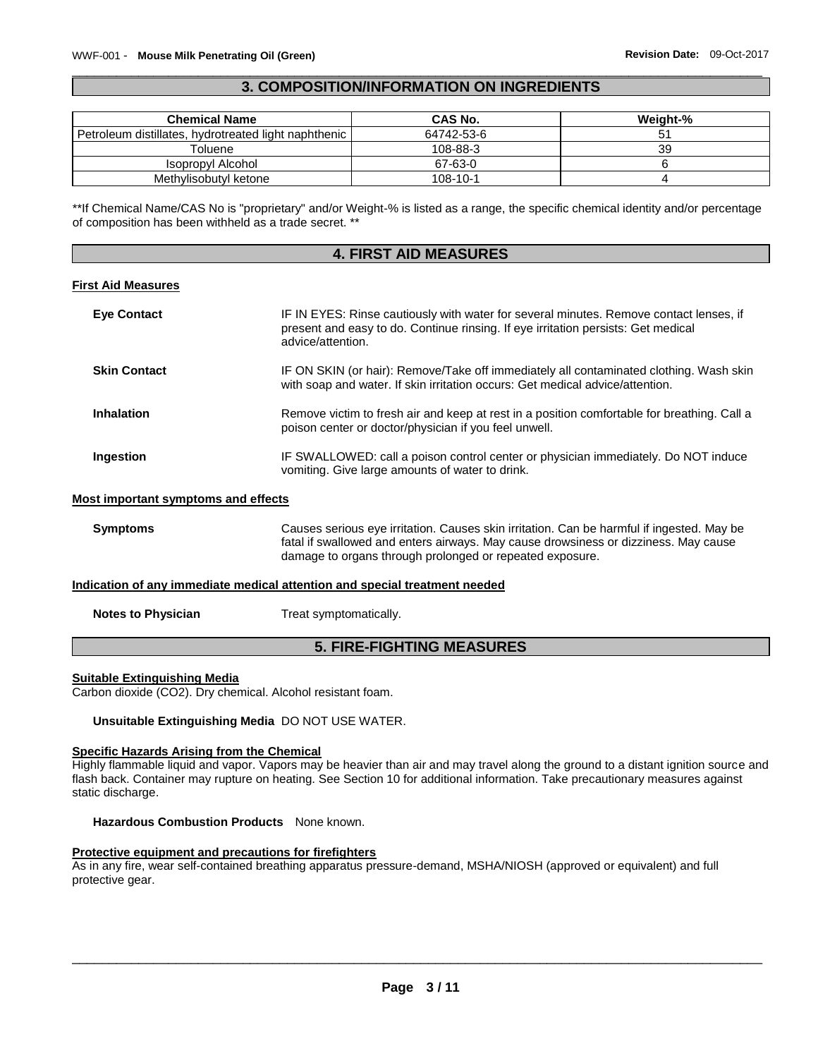## 3. COMPOSITION/INFORMATION ON INGREDIENTS

| Chemical Name | CAS No. | Weight-% |
|---|---|---|
| Petroleum distillates, hydrotreated light naphthenic | 64742-53-6 | 51 |
| Toluene | 108-88-3 | 39 |
| Isopropyl Alcohol | 67-63-0 | 6 |
| Methylisobutyl ketone | 108-10-1 | 4 |

**If Chemical Name/CAS No is "proprietary" and/or Weight-% is listed as a range, the specific chemical identity and/or percentage of composition has been withheld as a trade secret. **

## 4. FIRST AID MEASURES

**First Aid Measures**

**Eye Contact** IF IN EYES: Rinse cautiously with water for several minutes. Remove contact lenses, if present and easy to do. Continue rinsing. If eye irritation persists: Get medical advice/attention.

**Skin Contact** IF ON SKIN (or hair): Remove/Take off immediately all contaminated clothing. Wash skin with soap and water. If skin irritation occurs: Get medical advice/attention.

**Inhalation** Remove victim to fresh air and keep at rest in a position comfortable for breathing. Call a poison center or doctor/physician if you feel unwell.

**Ingestion** IF SWALLOWED: call a poison control center or physician immediately. Do NOT induce vomiting. Give large amounts of water to drink.

**Most important symptoms and effects**

**Symptoms** Causes serious eye irritation. Causes skin irritation. Can be harmful if ingested. May be fatal if swallowed and enters airways. May cause drowsiness or dizziness. May cause damage to organs through prolonged or repeated exposure.

**Indication of any immediate medical attention and special treatment needed**

**Notes to Physician** Treat symptomatically.

## 5. FIRE-FIGHTING MEASURES

**Suitable Extinguishing Media**

Carbon dioxide (CO2). Dry chemical. Alcohol resistant foam.

**Unsuitable Extinguishing Media** DO NOT USE WATER.

**Specific Hazards Arising from the Chemical**

Highly flammable liquid and vapor. Vapors may be heavier than air and may travel along the ground to a distant ignition source and flash back. Container may rupture on heating. See Section 10 for additional information. Take precautionary measures against static discharge.

**Hazardous Combustion Products** None known.

**Protective equipment and precautions for firefighters**

As in any fire, wear self-contained breathing apparatus pressure-demand, MSHA/NIOSH (approved or equivalent) and full protective gear.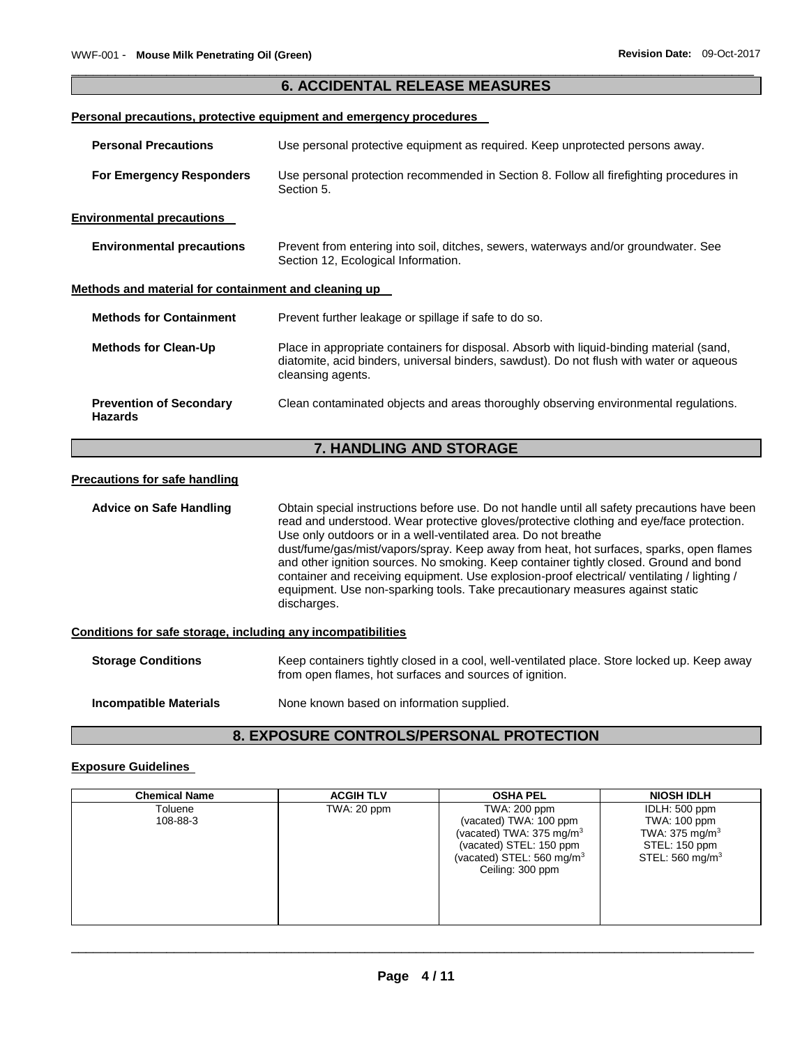## 6. ACCIDENTAL RELEASE MEASURES

### Personal precautions, protective equipment and emergency procedures

**Personal Precautions** Use personal protective equipment as required. Keep unprotected persons away.

**For Emergency Responders** Use personal protection recommended in Section 8. Follow all firefighting procedures in Section 5.

### Environmental precautions

**Environmental precautions** Prevent from entering into soil, ditches, sewers, waterways and/or groundwater. See Section 12, Ecological Information.

### Methods and material for containment and cleaning up

**Methods for Containment** Prevent further leakage or spillage if safe to do so.

**Methods for Clean-Up** Place in appropriate containers for disposal. Absorb with liquid-binding material (sand, diatomite, acid binders, universal binders, sawdust). Do not flush with water or aqueous cleansing agents.

**Prevention of Secondary Hazards** Clean contaminated objects and areas thoroughly observing environmental regulations.

## 7. HANDLING AND STORAGE

### Precautions for safe handling

**Advice on Safe Handling** Obtain special instructions before use. Do not handle until all safety precautions have been read and understood. Wear protective gloves/protective clothing and eye/face protection. Use only outdoors or in a well-ventilated area. Do not breathe dust/fume/gas/mist/vapors/spray. Keep away from heat, hot surfaces, sparks, open flames and other ignition sources. No smoking. Keep container tightly closed. Ground and bond container and receiving equipment. Use explosion-proof electrical/ ventilating / lighting / equipment. Use non-sparking tools. Take precautionary measures against static discharges.

### Conditions for safe storage, including any incompatibilities

**Storage Conditions** Keep containers tightly closed in a cool, well-ventilated place. Store locked up. Keep away from open flames, hot surfaces and sources of ignition.

**Incompatible Materials** None known based on information supplied.

## 8. EXPOSURE CONTROLS/PERSONAL PROTECTION

### Exposure Guidelines

| Chemical Name | ACGIH TLV | OSHA PEL | NIOSH IDLH |
|---|---|---|---|
| Toluene<br>108-88-3 | TWA: 20 ppm | TWA: 200 ppm<br>(vacated) TWA: 100 ppm<br>(vacated) TWA: 375 mg/m$^3$<br>(vacated) STEL: 150 ppm<br>(vacated) STEL: 560 mg/m$^3$<br>Ceiling: 300 ppm | IDLH: 500 ppm<br>TWA: 100 ppm<br>TWA: 375 mg/m$^3$<br>STEL: 150 ppm<br>STEL: 560 mg/m$^3$ |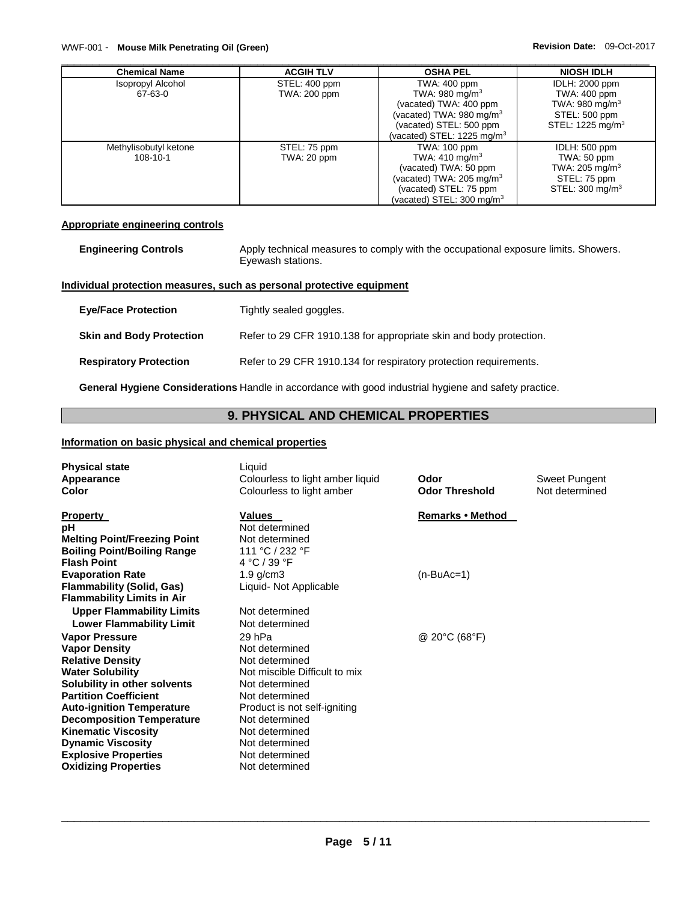| Chemical Name | ACGIH TLV | OSHA PEL | NIOSH IDLH |
|---|---|---|---|
| Isopropyl Alcohol 67-63-0 | STEL: 400 ppm TWA: 200 ppm | TWA: 400 ppm TWA: 980 mg/m$^3$ (vacated) TWA: 400 ppm (vacated) TWA: 980 mg/m$^3$ (vacated) STEL: 500 ppm (vacated) STEL: 1225 mg/m$^3$ | IDLH: 2000 ppm TWA: 400 ppm TWA: 980 mg/m$^3$ STEL: 500 ppm STEL: 1225 mg/m$^3$ |
| Methylisobutyl ketone 108-10-1 | STEL: 75 ppm TWA: 20 ppm | TWA: 100 ppm TWA: 410 mg/m$^3$ (vacated) TWA: 50 ppm (vacated) TWA: 205 mg/m$^3$ (vacated) STEL: 75 ppm (vacated) STEL: 300 mg/m$^3$ | IDLH: 500 ppm TWA: 50 ppm TWA: 205 mg/m$^3$ STEL: 75 ppm STEL: 300 mg/m$^3$ |

**Appropriate engineering controls**

**Engineering Controls** Apply technical measures to comply with the occupational exposure limits. Showers. Eyewash stations.

**Individual protection measures, such as personal protective equipment**

**Eye/Face Protection** Tightly sealed goggles.

**Skin and Body Protection** Refer to 29 CFR 1910.138 for appropriate skin and body protection.

**Respiratory Protection** Refer to 29 CFR 1910.134 for respiratory protection requirements.

**General Hygiene Considerations** Handle in accordance with good industrial hygiene and safety practice.

## 9. PHYSICAL AND CHEMICAL PROPERTIES

**Information on basic physical and chemical properties**

| | | | |
|---|---|---|---|
| **Physical state** | Liquid | | |
| **Appearance** | Colourless to light amber liquid | **Odor** | Sweet Pungent |
| **Color** | Colourless to light amber | **Odor Threshold** | Not determined |

| Property | Values | Remarks • Method |
|---|---|---|
| **pH** | Not determined | |
| **Melting Point/Freezing Point** | Not determined | |
| **Boiling Point/Boiling Range** | 111 °C / 232 °F | |
| **Flash Point** | 4 °C / 39 °F | |
| **Evaporation Rate** | 1.9 g/cm3 | (n-BuAc=1) |
| **Flammability (Solid, Gas)** | Liquid- Not Applicable | |
| **Flammability Limits in Air** | | |
| **Upper Flammability Limits** | Not determined | |
| **Lower Flammability Limit** | Not determined | |
| **Vapor Pressure** | 29 hPa | @ 20°C (68°F) |
| **Vapor Density** | Not determined | |
| **Relative Density** | Not determined | |
| **Water Solubility** | Not miscible Difficult to mix | |
| **Solubility in other solvents** | Not determined | |
| **Partition Coefficient** | Not determined | |
| **Auto-ignition Temperature** | Product is not self-igniting | |
| **Decomposition Temperature** | Not determined | |
| **Kinematic Viscosity** | Not determined | |
| **Dynamic Viscosity** | Not determined | |
| **Explosive Properties** | Not determined | |
| **Oxidizing Properties** | Not determined | |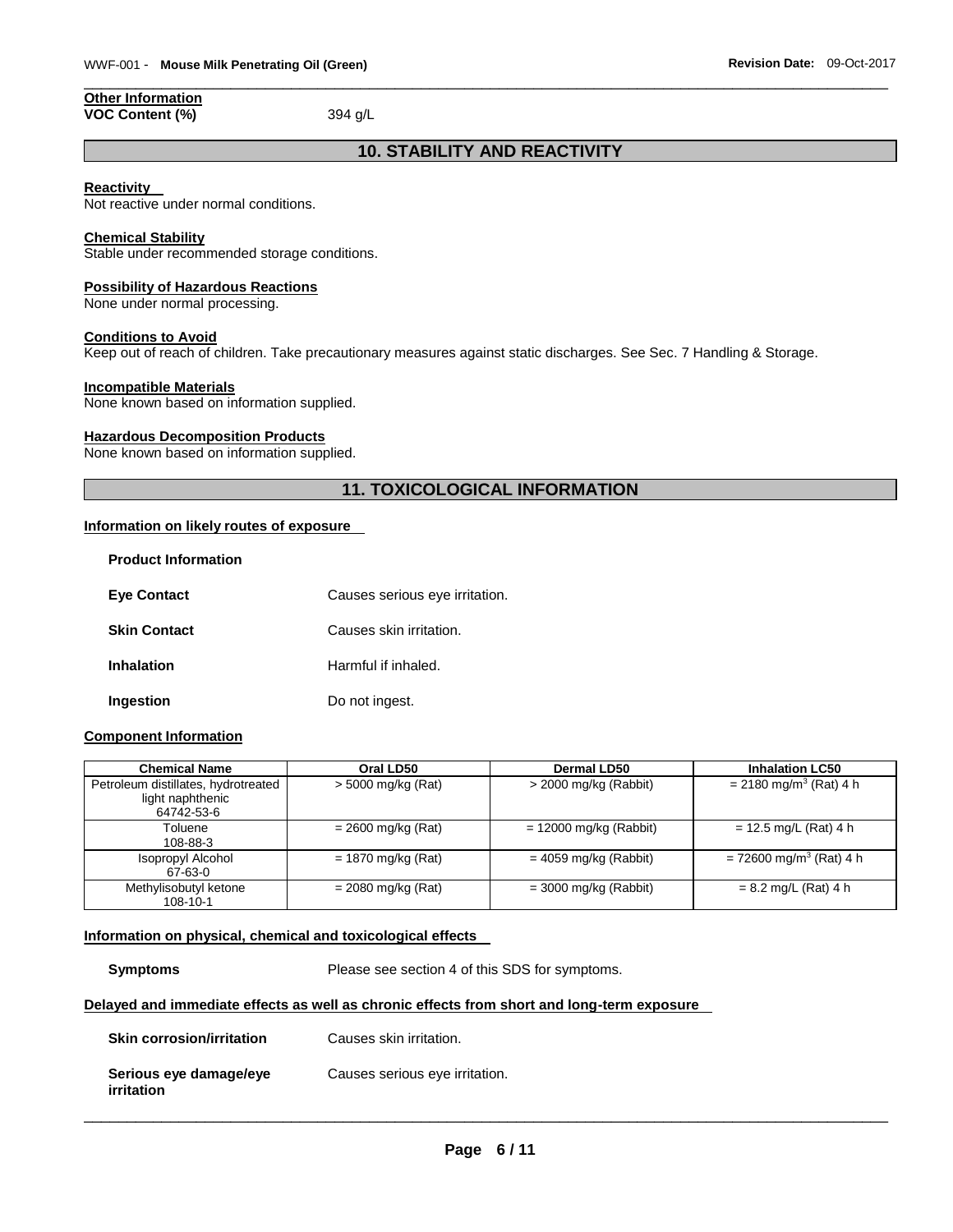**Other Information**

**VOC Content (%)** 394 g/L

## 10. STABILITY AND REACTIVITY

**Reactivity**

Not reactive under normal conditions.

**Chemical Stability**

Stable under recommended storage conditions.

**Possibility of Hazardous Reactions**

None under normal processing.

**Conditions to Avoid**

Keep out of reach of children. Take precautionary measures against static discharges. See Sec. 7 Handling & Storage.

**Incompatible Materials**

None known based on information supplied.

**Hazardous Decomposition Products**

None known based on information supplied.

## 11. TOXICOLOGICAL INFORMATION

**Information on likely routes of exposure**

**Product Information**

**Eye Contact** Causes serious eye irritation.

**Skin Contact** Causes skin irritation.

**Inhalation** Harmful if inhaled.

**Ingestion** Do not ingest.

**Component Information**

| Chemical Name | Oral LD50 | Dermal LD50 | Inhalation LC50 |
|---|---|---|---|
| Petroleum distillates, hydrotreated light naphthenic 64742-53-6 | > 5000 mg/kg (Rat) | > 2000 mg/kg (Rabbit) | = 2180 mg/m$^3$ (Rat) 4 h |
| Toluene 108-88-3 | = 2600 mg/kg (Rat) | = 12000 mg/kg (Rabbit) | = 12.5 mg/L (Rat) 4 h |
| Isopropyl Alcohol 67-63-0 | = 1870 mg/kg (Rat) | = 4059 mg/kg (Rabbit) | = 72600 mg/m$^3$ (Rat) 4 h |
| Methylisobutyl ketone 108-10-1 | = 2080 mg/kg (Rat) | = 3000 mg/kg (Rabbit) | = 8.2 mg/L (Rat) 4 h |

**Information on physical, chemical and toxicological effects**

**Symptoms** Please see section 4 of this SDS for symptoms.

**Delayed and immediate effects as well as chronic effects from short and long-term exposure**

**Skin corrosion/irritation** Causes skin irritation.

**Serious eye damage/eye irritation** Causes serious eye irritation.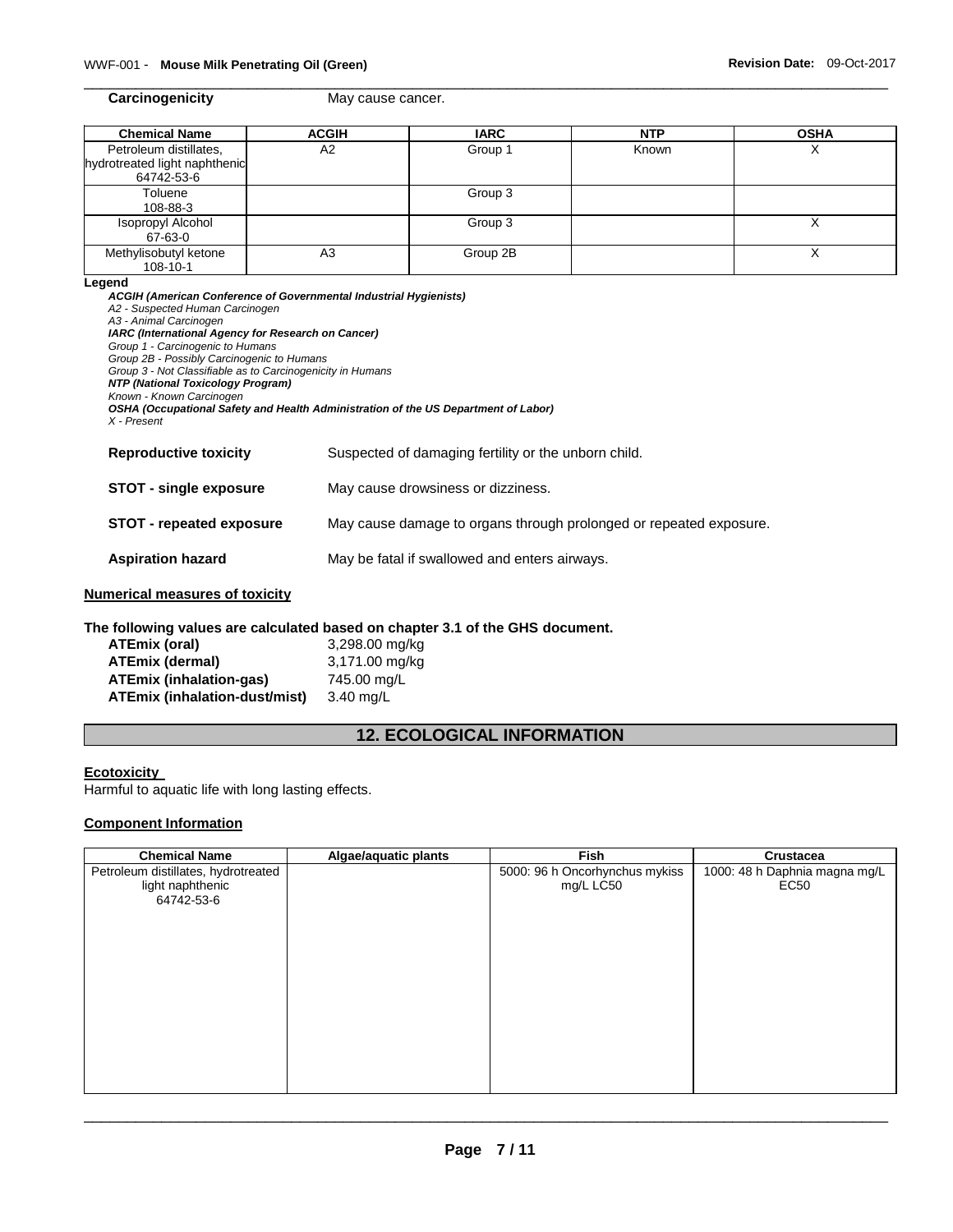**Carcinogenicity** May cause cancer.

| Chemical Name | ACGIH | IARC | NTP | OSHA |
|---|---|---|---|---|
| Petroleum distillates, hydrotreated light naphthenic 64742-53-6 | A2 | Group 1 | Known | X |
| Toluene 108-88-3 | | Group 3 | | |
| Isopropyl Alcohol 67-63-0 | | Group 3 | | X |
| Methylisobutyl ketone 108-10-1 | A3 | Group 2B | | X |

**Legend**

***ACGIH (American Conference of Governmental Industrial Hygienists)***
*A2 - Suspected Human Carcinogen*
*A3 - Animal Carcinogen*
***IARC (International Agency for Research on Cancer)***
*Group 1 - Carcinogenic to Humans*
*Group 2B - Possibly Carcinogenic to Humans*
*Group 3 - Not Classifiable as to Carcinogenicity in Humans*
***NTP (National Toxicology Program)***
*Known - Known Carcinogen*
***OSHA (Occupational Safety and Health Administration of the US Department of Labor)***
*X - Present*

**Reproductive toxicity** Suspected of damaging fertility or the unborn child.

**STOT - single exposure** May cause drowsiness or dizziness.

**STOT - repeated exposure** May cause damage to organs through prolonged or repeated exposure.

**Aspiration hazard** May be fatal if swallowed and enters airways.

**Numerical measures of toxicity**

**The following values are calculated based on chapter 3.1 of the GHS document.**

**ATEmix (oral)** 3,298.00 mg/kg
**ATEmix (dermal)** 3,171.00 mg/kg
**ATEmix (inhalation-gas)** 745.00 mg/L
**ATEmix (inhalation-dust/mist)** 3.40 mg/L

## 12. ECOLOGICAL INFORMATION

**Ecotoxicity**

Harmful to aquatic life with long lasting effects.

**Component Information**

| Chemical Name | Algae/aquatic plants | Fish | Crustacea |
|---|---|---|---|
| Petroleum distillates, hydrotreated light naphthenic 64742-53-6 | | 5000: 96 h Oncorhynchus mykiss mg/L LC50 | 1000: 48 h Daphnia magna mg/L EC50 |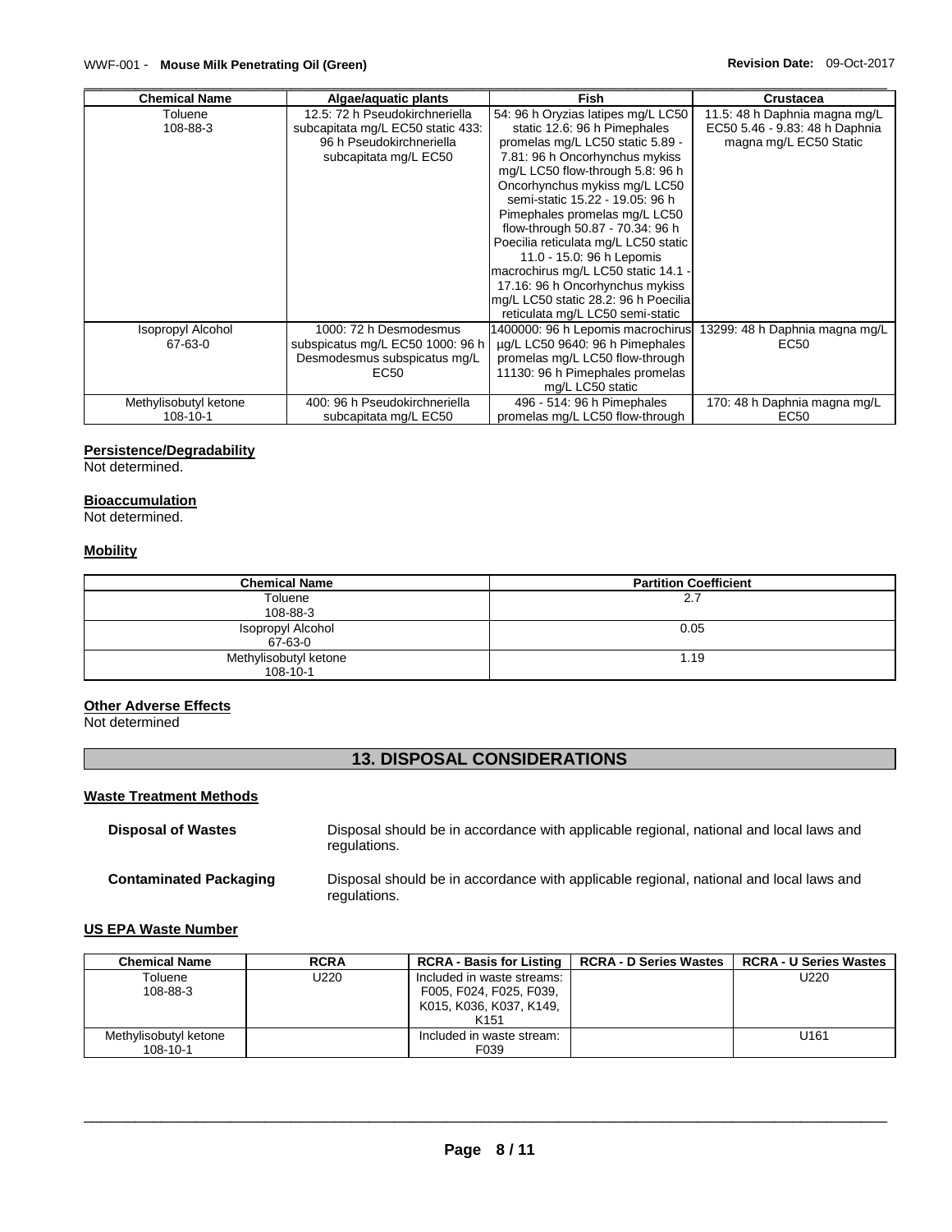| Chemical Name | Algae/aquatic plants | Fish | Crustacea |
|---|---|---|---|
| Toluene<br>108-88-3 | 12.5: 72 h Pseudokirchneriella subcapitata mg/L EC50 static 433: 96 h Pseudokirchneriella subcapitata mg/L EC50 | 54: 96 h Oryzias latipes mg/L LC50 static 12.6: 96 h Pimephales promelas mg/L LC50 static 5.89 - 7.81: 96 h Oncorhynchus mykiss mg/L LC50 flow-through 5.8: 96 h Oncorhynchus mykiss mg/L LC50 semi-static 15.22 - 19.05: 96 h Pimephales promelas mg/L LC50 flow-through 50.87 - 70.34: 96 h Poecilia reticulata mg/L LC50 static 11.0 - 15.0: 96 h Lepomis macrochirus mg/L LC50 static 14.1 - 17.16: 96 h Oncorhynchus mykiss mg/L LC50 static 28.2: 96 h Poecilia reticulata mg/L LC50 semi-static | 11.5: 48 h Daphnia magna mg/L EC50 5.46 - 9.83: 48 h Daphnia magna mg/L EC50 Static |
| Isopropyl Alcohol<br>67-63-0 | 1000: 72 h Desmodesmus subspicatus mg/L EC50 1000: 96 h Desmodesmus subspicatus mg/L EC50 | 1400000: 96 h Lepomis macrochirus µg/L LC50 9640: 96 h Pimephales promelas mg/L LC50 flow-through 11130: 96 h Pimephales promelas mg/L LC50 static | 13299: 48 h Daphnia magna mg/L EC50 |
| Methylisobutyl ketone<br>108-10-1 | 400: 96 h Pseudokirchneriella subcapitata mg/L EC50 | 496 - 514: 96 h Pimephales promelas mg/L LC50 flow-through | 170: 48 h Daphnia magna mg/L EC50 |

**Persistence/Degradability**

Not determined.

**Bioaccumulation**

Not determined.

**Mobility**

| Chemical Name | Partition Coefficient |
|---|---|
| Toluene<br>108-88-3 | 2.7 |
| Isopropyl Alcohol<br>67-63-0 | 0.05 |
| Methylisobutyl ketone<br>108-10-1 | 1.19 |

**Other Adverse Effects**

Not determined

## 13. DISPOSAL CONSIDERATIONS

**Waste Treatment Methods**

**Disposal of Wastes** Disposal should be in accordance with applicable regional, national and local laws and regulations.

**Contaminated Packaging** Disposal should be in accordance with applicable regional, national and local laws and regulations.

**US EPA Waste Number**

| Chemical Name | RCRA | RCRA - Basis for Listing | RCRA - D Series Wastes | RCRA - U Series Wastes |
|---|---|---|---|---|
| Toluene<br>108-88-3 | U220 | Included in waste streams: F005, F024, F025, F039, K015, K036, K037, K149, K151 | | U220 |
| Methylisobutyl ketone<br>108-10-1 | | Included in waste stream: F039 | | U161 |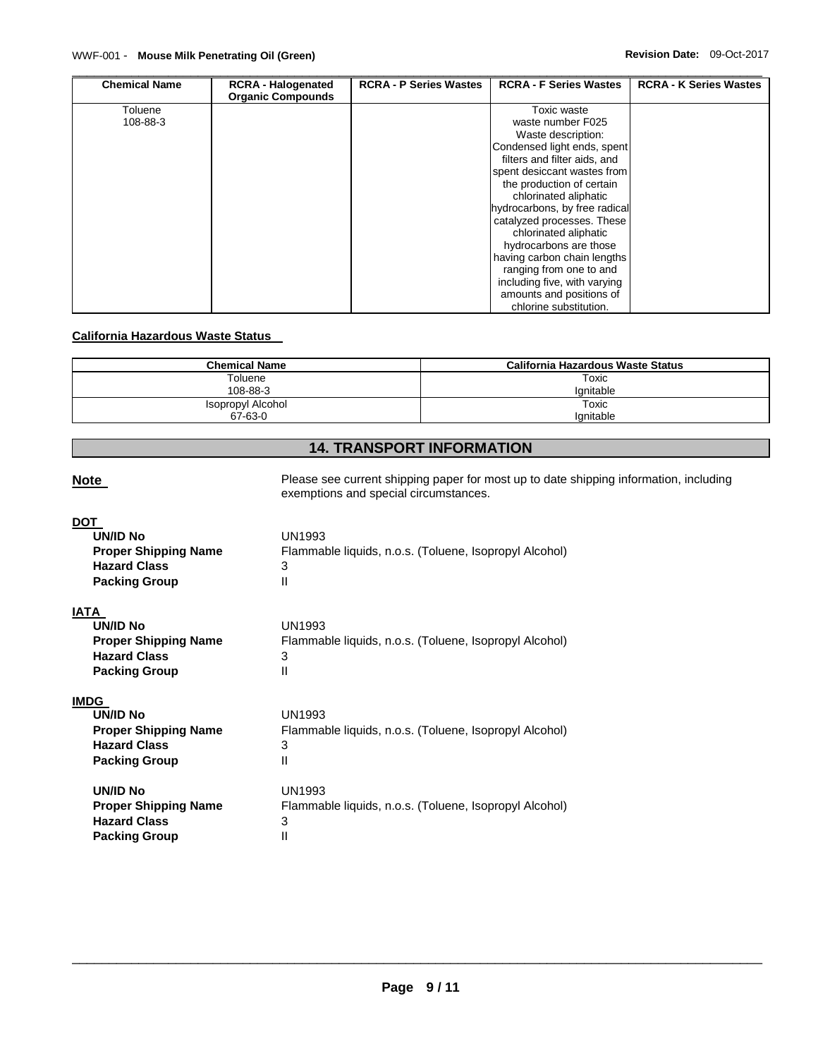| Chemical Name | RCRA - Halogenated Organic Compounds | RCRA - P Series Wastes | RCRA - F Series Wastes | RCRA - K Series Wastes |
|---|---|---|---|---|
| Toluene 108-88-3 | | | Toxic waste waste number F025 Waste description: Condensed light ends, spent filters and filter aids, and spent desiccant wastes from the production of certain chlorinated aliphatic hydrocarbons, by free radical catalyzed processes. These chlorinated aliphatic hydrocarbons are those having carbon chain lengths ranging from one to and including five, with varying amounts and positions of chlorine substitution. | |

**California Hazardous Waste Status**

| Chemical Name | California Hazardous Waste Status |
|---|---|
| Toluene 108-88-3 | Toxic Ignitable |
| Isopropyl Alcohol 67-63-0 | Toxic Ignitable |

## 14. TRANSPORT INFORMATION

**Note** Please see current shipping paper for most up to date shipping information, including exemptions and special circumstances.

**DOT**

**UN/ID No** UN1993
**Proper Shipping Name** Flammable liquids, n.o.s. (Toluene, Isopropyl Alcohol)
**Hazard Class** 3
**Packing Group** II

**IATA**

**UN/ID No** UN1993
**Proper Shipping Name** Flammable liquids, n.o.s. (Toluene, Isopropyl Alcohol)
**Hazard Class** 3
**Packing Group** II

**IMDG**

**UN/ID No** UN1993
**Proper Shipping Name** Flammable liquids, n.o.s. (Toluene, Isopropyl Alcohol)
**Hazard Class** 3
**Packing Group** II

**UN/ID No** UN1993
**Proper Shipping Name** Flammable liquids, n.o.s. (Toluene, Isopropyl Alcohol)
**Hazard Class** 3
**Packing Group** II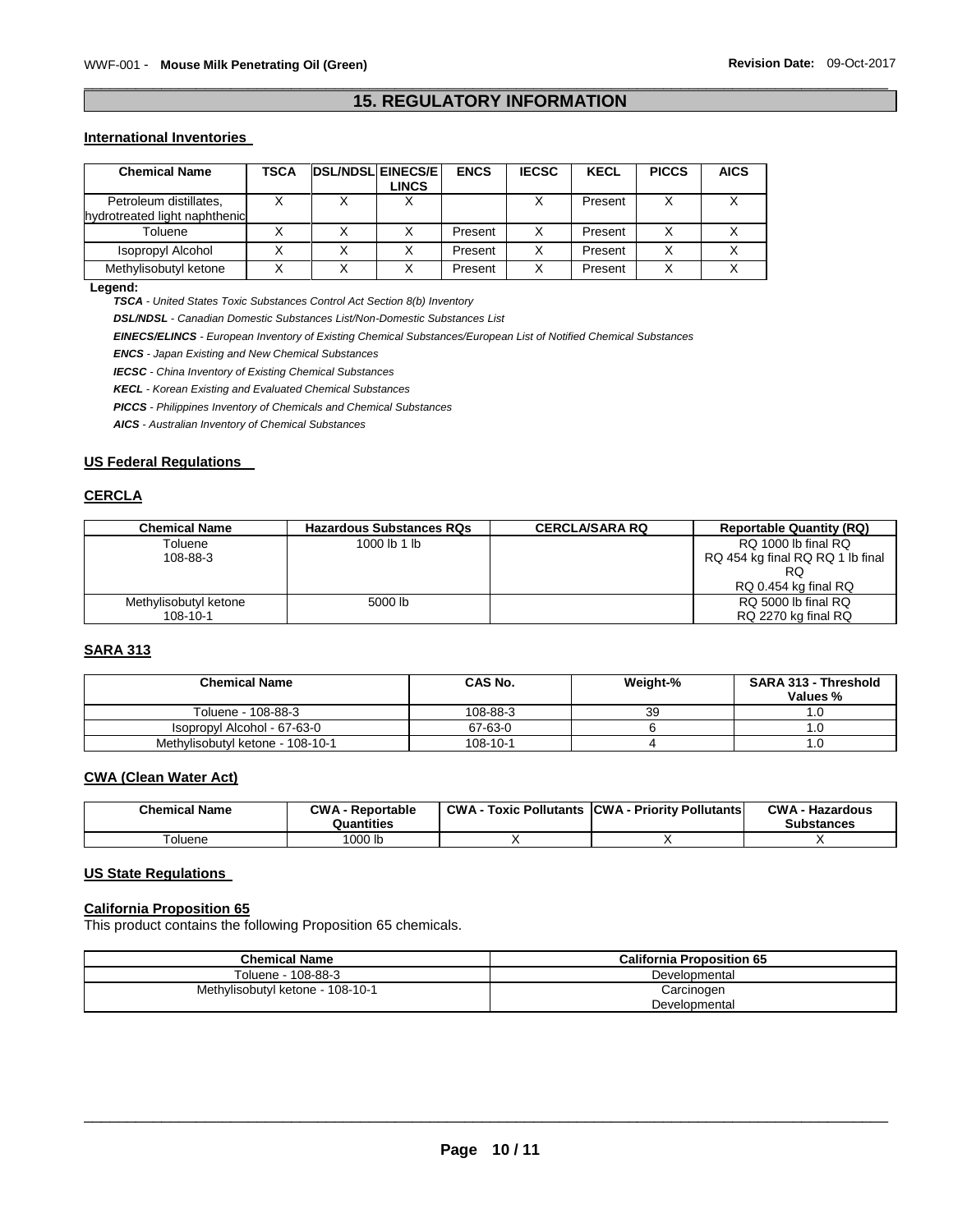## 15. REGULATORY INFORMATION

### International Inventories

| Chemical Name | TSCA | DSL/NDSL | EINECS/ELINCS | ENCS | IECSC | KECL | PICCS | AICS |
|---|---|---|---|---|---|---|---|---|
| Petroleum distillates, hydrotreated light naphthenic | X | X | X | | X | Present | X | X |
| Toluene | X | X | X | Present | X | Present | X | X |
| Isopropyl Alcohol | X | X | X | Present | X | Present | X | X |
| Methylisobutyl ketone | X | X | X | Present | X | Present | X | X |

**Legend:**

***TSCA*** *- United States Toxic Substances Control Act Section 8(b) Inventory*

***DSL/NDSL*** *- Canadian Domestic Substances List/Non-Domestic Substances List*

***EINECS/ELINCS*** *- European Inventory of Existing Chemical Substances/European List of Notified Chemical Substances*

***ENCS*** *- Japan Existing and New Chemical Substances*

***IECSC*** *- China Inventory of Existing Chemical Substances*

***KECL*** *- Korean Existing and Evaluated Chemical Substances*

***PICCS*** *- Philippines Inventory of Chemicals and Chemical Substances*

***AICS*** *- Australian Inventory of Chemical Substances*

### US Federal Regulations

### CERCLA

| Chemical Name | Hazardous Substances RQs | CERCLA/SARA RQ | Reportable Quantity (RQ) |
|---|---|---|---|
| Toluene<br>108-88-3 | 1000 lb 1 lb | | RQ 1000 lb final RQ<br>RQ 454 kg final RQ RQ 1 lb final RQ<br>RQ 0.454 kg final RQ |
| Methylisobutyl ketone<br>108-10-1 | 5000 lb | | RQ 5000 lb final RQ<br>RQ 2270 kg final RQ |

### SARA 313

| Chemical Name | CAS No. | Weight-% | SARA 313 - Threshold Values % |
|---|---|---|---|
| Toluene - 108-88-3 | 108-88-3 | 39 | 1.0 |
| Isopropyl Alcohol - 67-63-0 | 67-63-0 | 6 | 1.0 |
| Methylisobutyl ketone - 108-10-1 | 108-10-1 | 4 | 1.0 |

### CWA (Clean Water Act)

| Chemical Name | CWA - Reportable Quantities | CWA - Toxic Pollutants | CWA - Priority Pollutants | CWA - Hazardous Substances |
|---|---|---|---|---|
| Toluene | 1000 lb | X | X | X |

### US State Regulations

### California Proposition 65

This product contains the following Proposition 65 chemicals.

| Chemical Name | California Proposition 65 |
|---|---|
| Toluene - 108-88-3 | Developmental |
| Methylisobutyl ketone - 108-10-1 | Carcinogen<br>Developmental |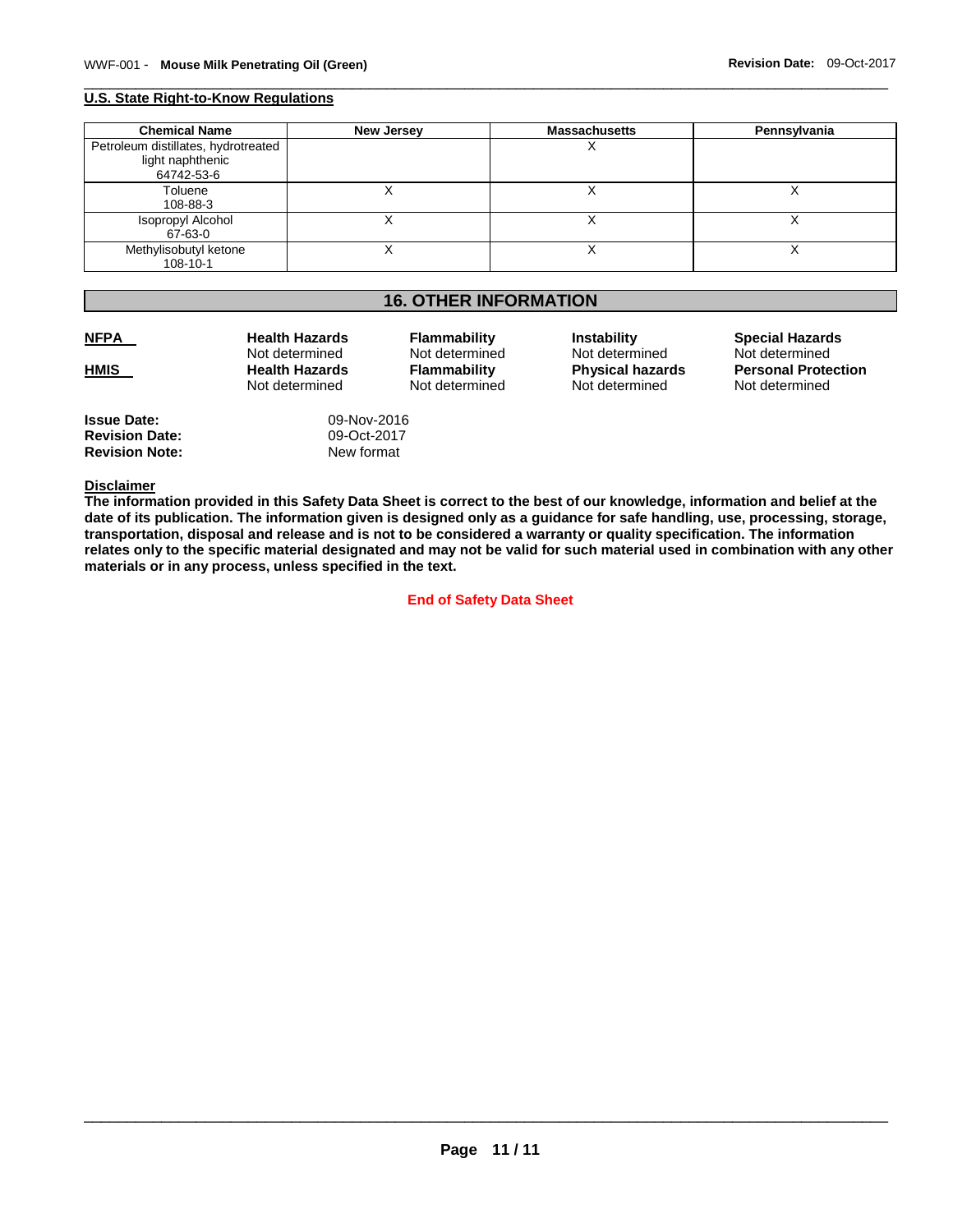#### U.S. State Right-to-Know Regulations

| Chemical Name | New Jersey | Massachusetts | Pennsylvania |
|---|---|---|---|
| Petroleum distillates, hydrotreated light naphthenic 64742-53-6 | | X | |
| Toluene 108-88-3 | X | X | X |
| Isopropyl Alcohol 67-63-0 | X | X | X |
| Methylisobutyl ketone 108-10-1 | X | X | X |

## 16. OTHER INFORMATION

| | | | | |
|---|---|---|---|---|
| **NFPA** | **Health Hazards** Not determined | **Flammability** Not determined | **Instability** Not determined | **Special Hazards** Not determined |
| **HMIS** | **Health Hazards** Not determined | **Flammability** Not determined | **Physical hazards** Not determined | **Personal Protection** Not determined |

**Issue Date:** 09-Nov-2016
**Revision Date:** 09-Oct-2017
**Revision Note:** New format

#### Disclaimer

**The information provided in this Safety Data Sheet is correct to the best of our knowledge, information and belief at the date of its publication. The information given is designed only as a guidance for safe handling, use, processing, storage, transportation, disposal and release and is not to be considered a warranty or quality specification. The information relates only to the specific material designated and may not be valid for such material used in combination with any other materials or in any process, unless specified in the text.**

**End of Safety Data Sheet**